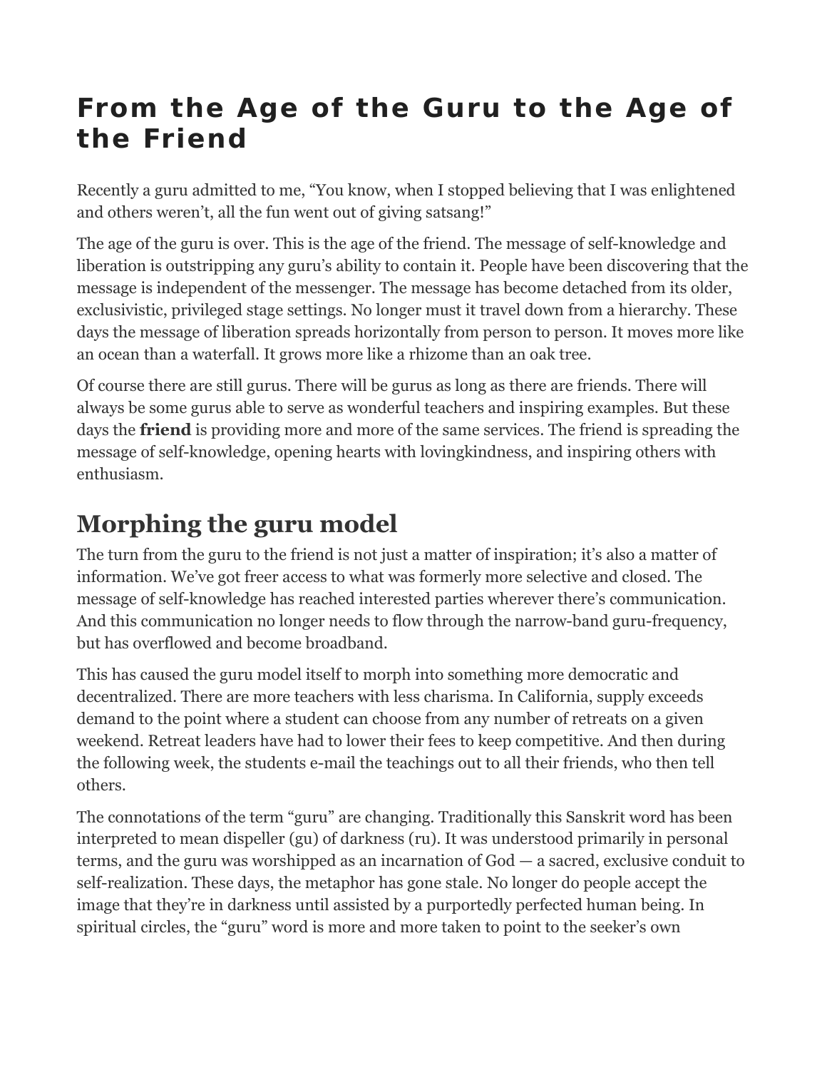# From the Age of the Guru to the Age of the Friend

Recently a guru admitted to me, "You know, when I stopped believing that I was enlightened and others weren't, all the fun went out of giving satsang!"

The age of the guru is over. This is the age of the friend. The message of self-knowledge and liberation is outstripping any guru's ability to contain it. People have been discovering that the message is independent of the messenger. The message has become detached from its older, exclusivistic, privileged stage settings. No longer must it travel down from a hierarchy. These days the message of liberation spreads horizontally from person to person. It moves more like an ocean than a waterfall. It grows more like a rhizome than an oak tree.

Of course there are still gurus. There will be gurus as long as there are friends. There will always be some gurus able to serve as wonderful teachers and inspiring examples. But these days the **friend** is providing more and more of the same services. The friend is spreading the message of self-knowledge, opening hearts with lovingkindness, and inspiring others with enthusiasm.

## Morphing the guru model

The turn from the guru to the friend is not just a matter of inspiration; it's also a matter of information. We've got freer access to what was formerly more selective and closed. The message of self-knowledge has reached interested parties wherever there's communication. And this communication no longer needs to flow through the narrow-band guru-frequency, but has overflowed and become broadband.

This has caused the guru model itself to morph into something more democratic and decentralized. There are more teachers with less charisma. In California, supply exceeds demand to the point where a student can choose from any number of retreats on a given weekend. Retreat leaders have had to lower their fees to keep competitive. And then during the following week, the students e-mail the teachings out to all their friends, who then tell others.

The connotations of the term "guru" are changing. Traditionally this Sanskrit word has been interpreted to mean dispeller (gu) of darkness (ru). It was understood primarily in personal terms, and the guru was worshipped as an incarnation of God — a sacred, exclusive conduit to self-realization. These days, the metaphor has gone stale. No longer do people accept the image that they're in darkness until assisted by a purportedly perfected human being. In spiritual circles, the "guru" word is more and more taken to point to the seeker's own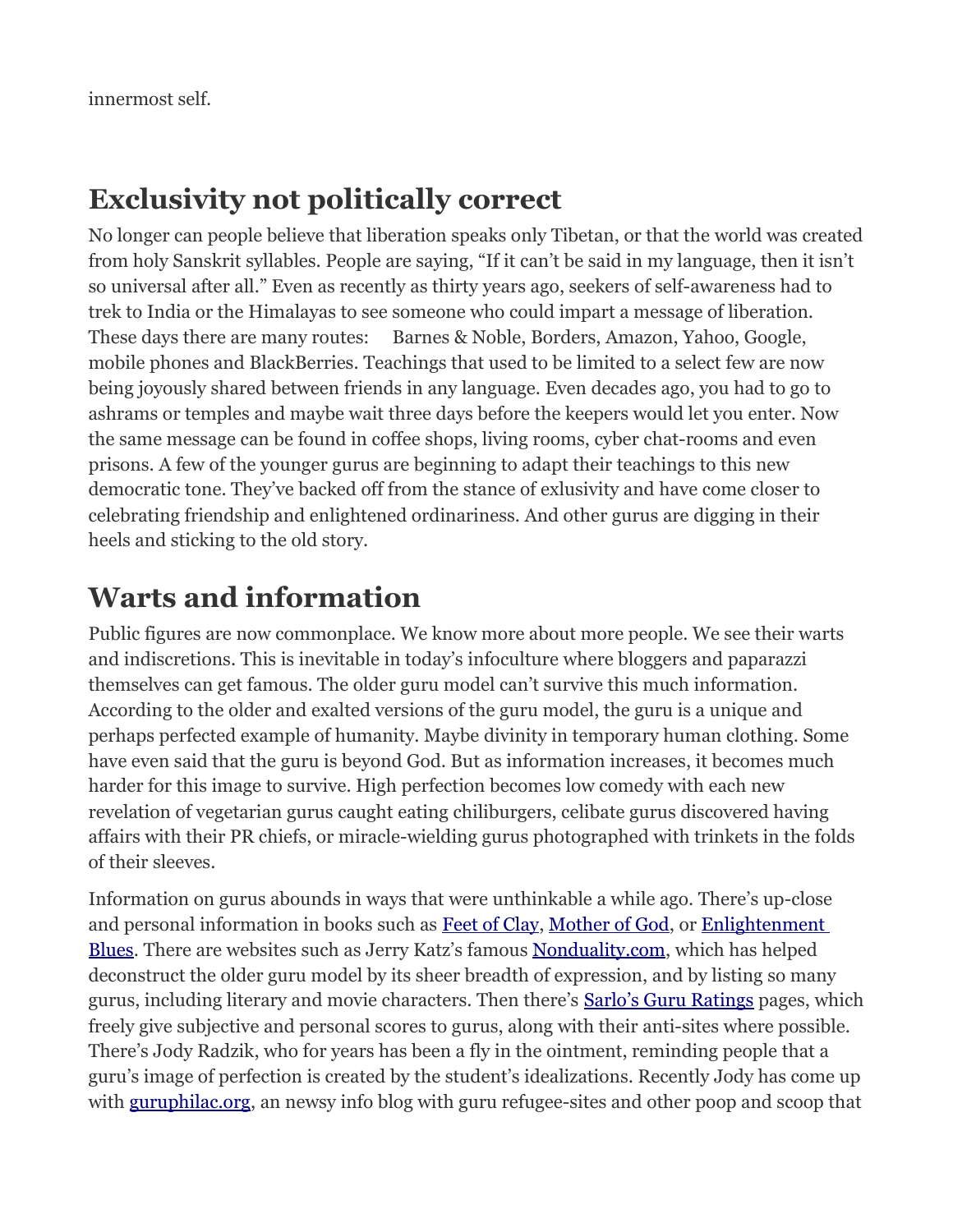innermost self.

## Exclusivity not politically correct

No longer can people believe that liberation speaks only Tibetan, or that the world was created from holy Sanskrit syllables. People are saying, “If it can’t be said in my language, then it isn’t so universal after all.” Even as recently as thirty years ago, seekers of self-awareness had to trek to India or the Himalayas to see someone who could impart a message of liberation. These days there are many routes: Barnes & Noble, Borders, Amazon, Yahoo, Google, mobile phones and BlackBerries. Teachings that used to be limited to a select few are now being joyously shared between friends in any language. Even decades ago, you had to go to ashrams or temples and maybe wait three days before the keepers would let you enter. Now the same message can be found in coffee shops, living rooms, cyber chat-rooms and even prisons. A few of the younger gurus are beginning to adapt their teachings to this new democratic tone. They’ve backed off from the stance of exlusivity and have come closer to celebrating friendship and enlightened ordinariness. And other gurus are digging in their heels and sticking to the old story.

## Warts and information

Public figures are now commonplace. We know more about more people. We see their warts and indiscretions. This is inevitable in today’s infoculture where bloggers and paparazzi themselves can get famous. The older guru model can’t survive this much information. According to the older and exalted versions of the guru model, the guru is a unique and perhaps perfected example of humanity. Maybe divinity in temporary human clothing. Some have even said that the guru is beyond God. But as information increases, it becomes much harder for this image to survive. High perfection becomes low comedy with each new revelation of vegetarian gurus caught eating chiliburgers, celibate gurus discovered having affairs with their PR chiefs, or miracle-wielding gurus photographed with trinkets in the folds of their sleeves.

Information on gurus abounds in ways that were unthinkable a while ago. There’s up-close and personal information in books such as Feet of Clay, Mother of God, or Enlightenment Blues. There are websites such as Jerry Katz’s famous Nonduality.com, which has helped deconstruct the older guru model by its sheer breadth of expression, and by listing so many gurus, including literary and movie characters. Then there’s Sarlo’s Guru Ratings pages, which freely give subjective and personal scores to gurus, along with their anti-sites where possible. There’s Jody Radzik, who for years has been a fly in the ointment, reminding people that a guru’s image of perfection is created by the student’s idealizations. Recently Jody has come up with guruphilac.org, an newsy info blog with guru refugee-sites and other poop and scoop that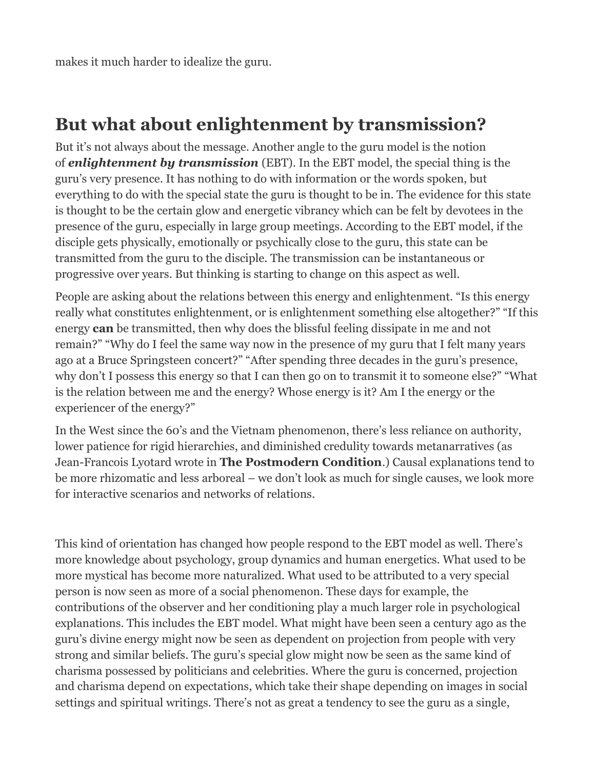makes it much harder to idealize the guru.

## But what about enlightenment by transmission?

But it's not always about the message. Another angle to the guru model is the notion of ***enlightenment by transmission*** (EBT). In the EBT model, the special thing is the guru's very presence. It has nothing to do with information or the words spoken, but everything to do with the special state the guru is thought to be in. The evidence for this state is thought to be the certain glow and energetic vibrancy which can be felt by devotees in the presence of the guru, especially in large group meetings. According to the EBT model, if the disciple gets physically, emotionally or psychically close to the guru, this state can be transmitted from the guru to the disciple. The transmission can be instantaneous or progressive over years. But thinking is starting to change on this aspect as well.

People are asking about the relations between this energy and enlightenment. "Is this energy really what constitutes enlightenment, or is enlightenment something else altogether?" "If this energy **can** be transmitted, then why does the blissful feeling dissipate in me and not remain?" "Why do I feel the same way now in the presence of my guru that I felt many years ago at a Bruce Springsteen concert?" "After spending three decades in the guru's presence, why don't I possess this energy so that I can then go on to transmit it to someone else?" "What is the relation between me and the energy? Whose energy is it? Am I the energy or the experiencer of the energy?"

In the West since the 60's and the Vietnam phenomenon, there's less reliance on authority, lower patience for rigid hierarchies, and diminished credulity towards metanarratives (as Jean-Francois Lyotard wrote in **The Postmodern Condition**.) Causal explanations tend to be more rhizomatic and less arboreal – we don't look as much for single causes, we look more for interactive scenarios and networks of relations.

This kind of orientation has changed how people respond to the EBT model as well. There's more knowledge about psychology, group dynamics and human energetics. What used to be more mystical has become more naturalized. What used to be attributed to a very special person is now seen as more of a social phenomenon. These days for example, the contributions of the observer and her conditioning play a much larger role in psychological explanations. This includes the EBT model. What might have been seen a century ago as the guru's divine energy might now be seen as dependent on projection from people with very strong and similar beliefs. The guru's special glow might now be seen as the same kind of charisma possessed by politicians and celebrities. Where the guru is concerned, projection and charisma depend on expectations, which take their shape depending on images in social settings and spiritual writings. There's not as great a tendency to see the guru as a single,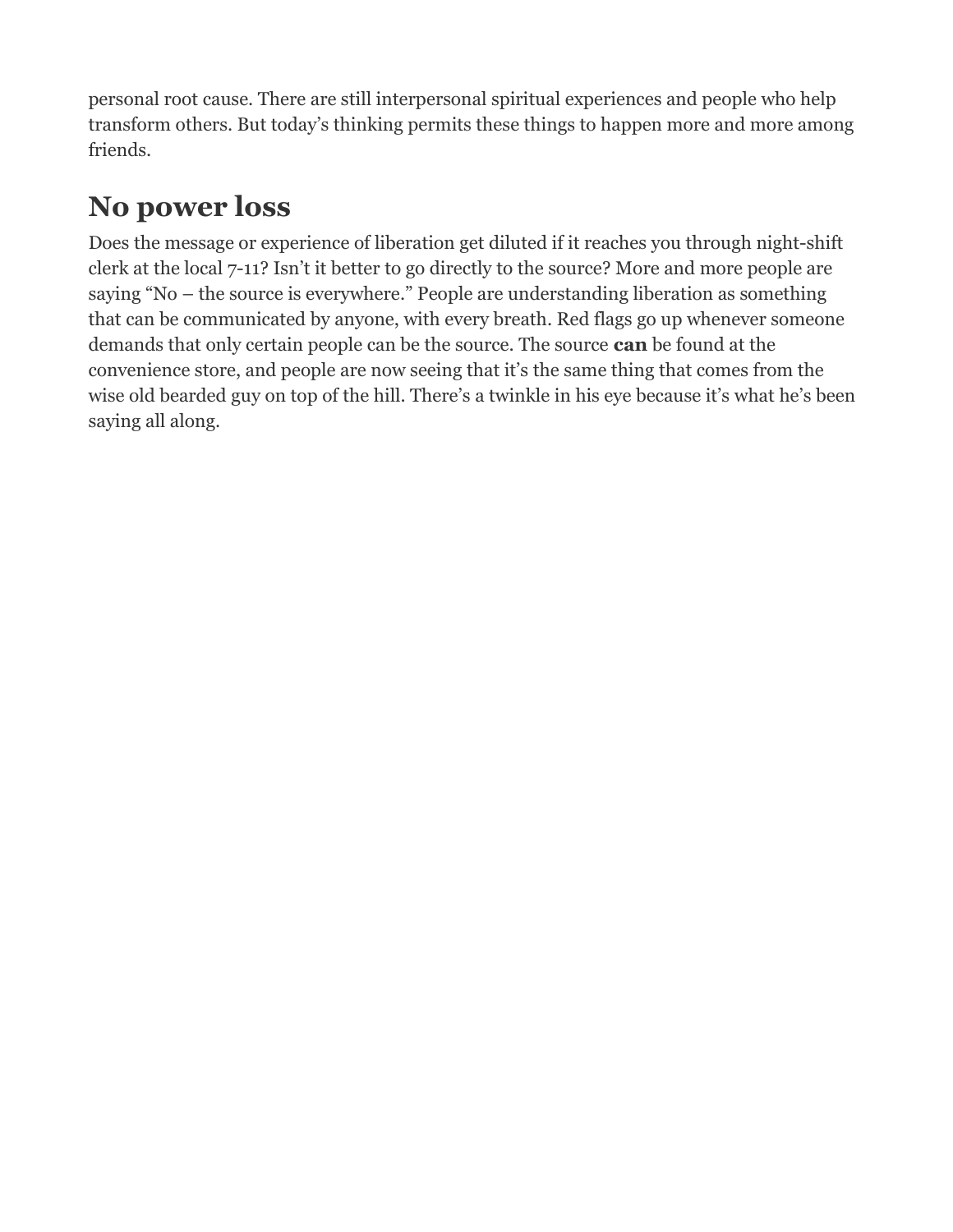personal root cause. There are still interpersonal spiritual experiences and people who help transform others. But today's thinking permits these things to happen more and more among friends.

## No power loss

Does the message or experience of liberation get diluted if it reaches you through night-shift clerk at the local 7-11? Isn't it better to go directly to the source? More and more people are saying "No – the source is everywhere." People are understanding liberation as something that can be communicated by anyone, with every breath. Red flags go up whenever someone demands that only certain people can be the source. The source **can** be found at the convenience store, and people are now seeing that it's the same thing that comes from the wise old bearded guy on top of the hill. There's a twinkle in his eye because it's what he's been saying all along.